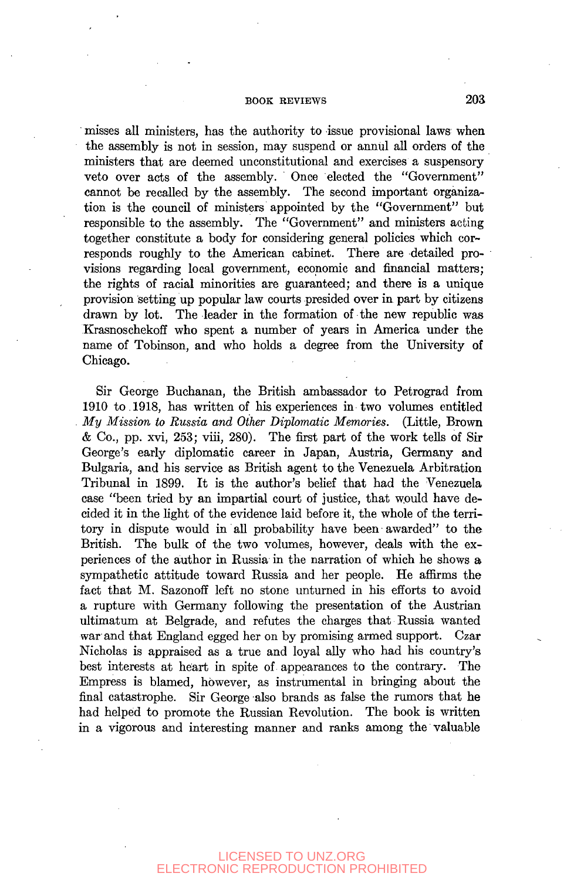misses all ministers, has the authority to issue provisional laws when the assembly is not in session, may suspend or annul all orders of the ministers that are deemed unconstitutional and exercises a suspensory veto over acts of the assembly. Once elected the "Government" cannot be recalled by the assembly. The second important organization is the council of ministers appointed by the "Government" but responsible to the assembly. The "Government" and ministers acting together constitute a body for considering general policies which corresponds roughly to the American cabinet. There are detailed provisions regarding local government, economic and financial matters; the rights of racial minorities are guaranteed; and there is a unique provision setting up popular law courts presided over in part by citizens drawn by lot. The leader in the formation of the new republic was Krasnoschekoff who spent a number of years in America under the name of Tobinson, and who holds a degree from the University of Chicago.

Sir George Buchanan, the British ambassador to Petrograd from 1910 to 1918, has written of his experiences in two volumes entitled *My Mission to Russia and Other Diplomatic Memories*. (Little, Brown & Co., pp. xvi, 253; viii, 280). The first part of the work tells of Sir George's early diplomatic career in Japan, Austria, Germany and Bulgaria, and his service as British agent to the Venezuela Arbitration Tribunal in 1899. It is the author's belief that had the Venezuela case "been tried by an impartial court of justice, that would have decided it in the light of the evidence laid before it, the whole of the territory in dispute would in all probability have been awarded" to the British. The bulk of the two volumes, however, deals with the experiences of the author in Russia in the narration of which he shows a sympathetic attitude toward Russia and her people. He affirms the fact that M. Sazonoff left no stone unturned in his efforts to avoid a rupture with Germany following the presentation of the Austrian ultimatum at Belgrade, and refutes the charges that Russia wanted war and that England egged her on by promising armed support. Czar Nicholas is appraised as a true and loyal ally who had his country's best interests at heart in spite of appearances to the contrary. The Empress is blamed, however, as instrumental in bringing about the final catastrophe. Sir George also brands as false the rumors that he had helped to promote the Russian Revolution. The book is written in a vigorous and interesting manner and ranks among the valuable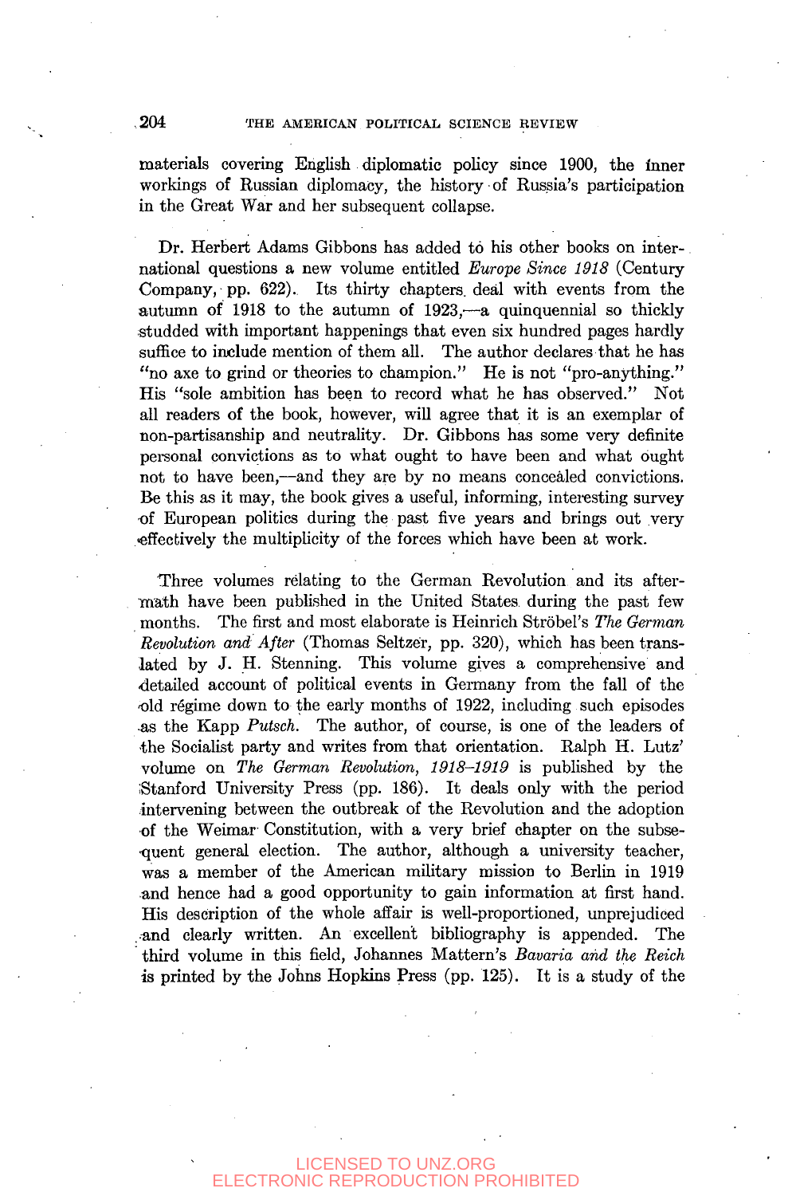materials covering English diplomatic policy since 1900, the inner workings of Russian diplomacy, the history of Russia's participation in the Great War and her subsequent collapse.

Dr. Herbert Adams Gibbons has added to his other books on international questions a new volume entitled *Europe Since 1918* (Century Company, pp. 622). Its thirty chapters deal with events from the autumn of 1918 to the autumn of 1923,—a quinquennial so thickly studded with important happenings that even six hundred pages hardly suffice to include mention of them all. The author declares that he has "no axe to grind or theories to champion." He is not "pro-anything." His "sole ambition has been to record what he has observed." Not all readers of the book, however, will agree that it is an exemplar of non-partisanship and neutrality. Dr. Gibbons has some very definite personal convictions as to what ought to have been and what ought not to have been,—and they are by no means concealed convictions. Be this as it may, the book gives a useful, informing, interesting survey of European politics during the past five years and brings out very effectively the multiplicity of the forces which have been at work.

Three volumes relating to the German Revolution and its aftermath have been published in the United States during the past few months. The first and most elaborate is Heinrich Ströbel's *The German Revolution and After* (Thomas Seltzer, pp. 320), which has been translated by J. H. Stenning. This volume gives a comprehensive and detailed account of political events in Germany from the fall of the old régime down to the early months of 1922, including such episodes as the Kapp *Putsch*. The author, of course, is one of the leaders of the Socialist party and writes from that orientation. Ralph H. Lutz' volume on *The German Revolution, 1918–1919* is published by the Stanford University Press (pp. 186). It deals only with the period intervening between the outbreak of the Revolution and the adoption of the Weimar Constitution, with a very brief chapter on the subsequent general election. The author, although a university teacher, was a member of the American military mission to Berlin in 1919 and hence had a good opportunity to gain information at first hand. His description of the whole affair is well-proportioned, unprejudiced and clearly written. An excellent bibliography is appended. The third volume in this field, Johannes Mattern's *Bavaria and the Reich* is printed by the Johns Hopkins Press (pp. 125). It is a study of the